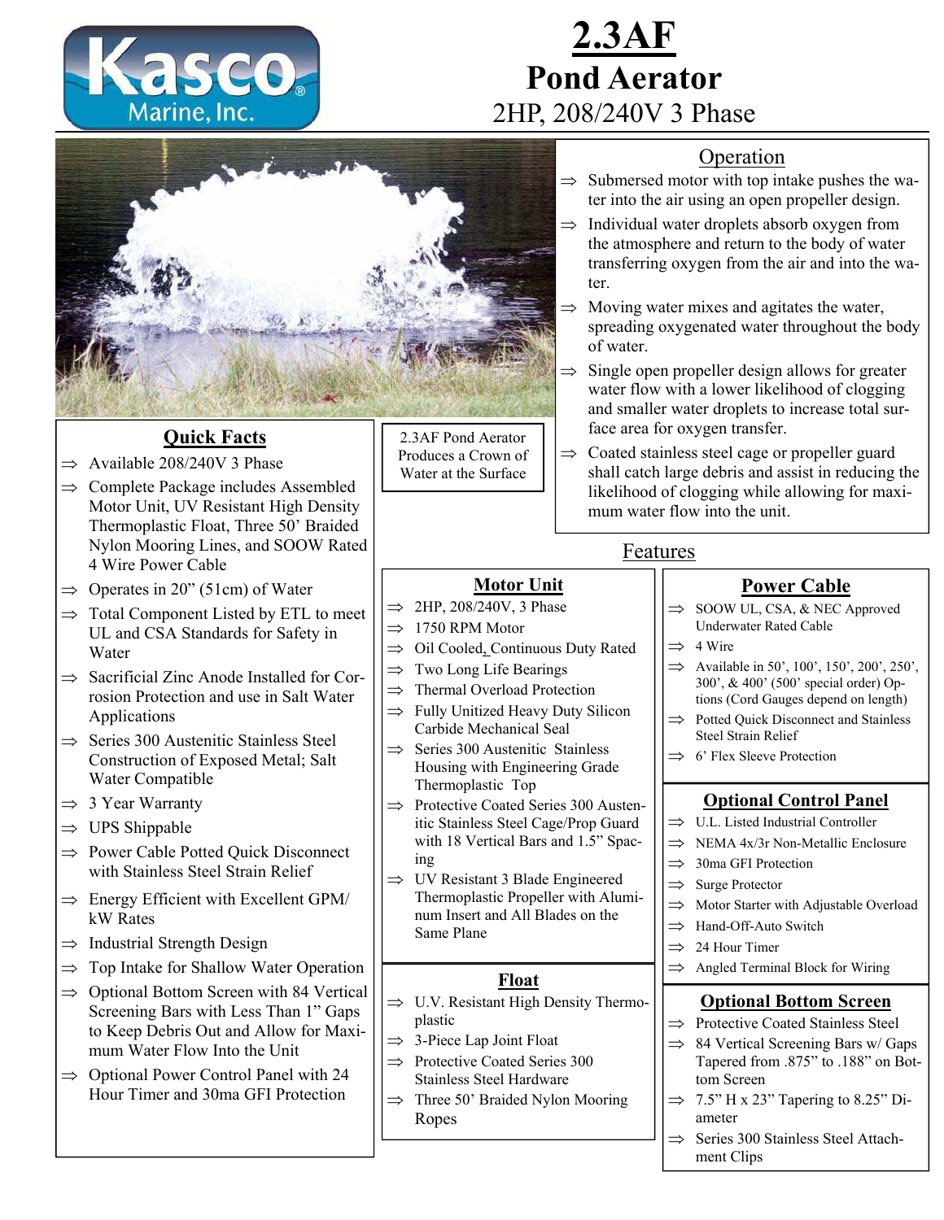Kasco Marine, Inc.

# 2.3AF
# Pond Aerator
## 2HP, 208/240V 3 Phase

2.3AF Pond Aerator Produces a Crown of Water at the Surface

## Operation

- ⇒ Submersed motor with top intake pushes the water into the air using an open propeller design.
- ⇒ Individual water droplets absorb oxygen from the atmosphere and return to the body of water transferring oxygen from the air and into the water.
- ⇒ Moving water mixes and agitates the water, spreading oxygenated water throughout the body of water.
- ⇒ Single open propeller design allows for greater water flow with a lower likelihood of clogging and smaller water droplets to increase total surface area for oxygen transfer.
- ⇒ Coated stainless steel cage or propeller guard shall catch large debris and assist in reducing the likelihood of clogging while allowing for maximum water flow into the unit.

## Quick Facts

- ⇒ Available 208/240V 3 Phase
- ⇒ Complete Package includes Assembled Motor Unit, UV Resistant High Density Thermoplastic Float, Three 50' Braided Nylon Mooring Lines, and SOOW Rated 4 Wire Power Cable
- ⇒ Operates in 20" (51cm) of Water
- ⇒ Total Component Listed by ETL to meet UL and CSA Standards for Safety in Water
- ⇒ Sacrificial Zinc Anode Installed for Corrosion Protection and use in Salt Water Applications
- ⇒ Series 300 Austenitic Stainless Steel Construction of Exposed Metal; Salt Water Compatible
- ⇒ 3 Year Warranty
- ⇒ UPS Shippable
- ⇒ Power Cable Potted Quick Disconnect with Stainless Steel Strain Relief
- ⇒ Energy Efficient with Excellent GPM/kW Rates
- ⇒ Industrial Strength Design
- ⇒ Top Intake for Shallow Water Operation
- ⇒ Optional Bottom Screen with 84 Vertical Screening Bars with Less Than 1" Gaps to Keep Debris Out and Allow for Maximum Water Flow Into the Unit
- ⇒ Optional Power Control Panel with 24 Hour Timer and 30ma GFI Protection

## Features

### Motor Unit

- ⇒ 2HP, 208/240V, 3 Phase
- ⇒ 1750 RPM Motor
- ⇒ Oil Cooled, Continuous Duty Rated
- ⇒ Two Long Life Bearings
- ⇒ Thermal Overload Protection
- ⇒ Fully Unitized Heavy Duty Silicon Carbide Mechanical Seal
- ⇒ Series 300 Austenitic Stainless Housing with Engineering Grade Thermoplastic Top
- ⇒ Protective Coated Series 300 Austenitic Stainless Steel Cage/Prop Guard with 18 Vertical Bars and 1.5" Spacing
- ⇒ UV Resistant 3 Blade Engineered Thermoplastic Propeller with Aluminum Insert and All Blades on the Same Plane

### Float

- ⇒ U.V. Resistant High Density Thermoplastic
- ⇒ 3-Piece Lap Joint Float
- ⇒ Protective Coated Series 300 Stainless Steel Hardware
- ⇒ Three 50' Braided Nylon Mooring Ropes

### Power Cable

- ⇒ SOOW UL, CSA, & NEC Approved Underwater Rated Cable
- ⇒ 4 Wire
- ⇒ Available in 50', 100', 150', 200', 250', 300', & 400' (500' special order) Options (Cord Gauges depend on length)
- ⇒ Potted Quick Disconnect and Stainless Steel Strain Relief
- ⇒ 6' Flex Sleeve Protection

### Optional Control Panel

- ⇒ U.L. Listed Industrial Controller
- ⇒ NEMA 4x/3r Non-Metallic Enclosure
- ⇒ 30ma GFI Protection
- ⇒ Surge Protector
- ⇒ Motor Starter with Adjustable Overload
- ⇒ Hand-Off-Auto Switch
- ⇒ 24 Hour Timer
- ⇒ Angled Terminal Block for Wiring

### Optional Bottom Screen

- ⇒ Protective Coated Stainless Steel
- ⇒ 84 Vertical Screening Bars w/ Gaps Tapered from .875" to .188" on Bottom Screen
- ⇒ 7.5" H x 23" Tapering to 8.25" Diameter
- ⇒ Series 300 Stainless Steel Attachment Clips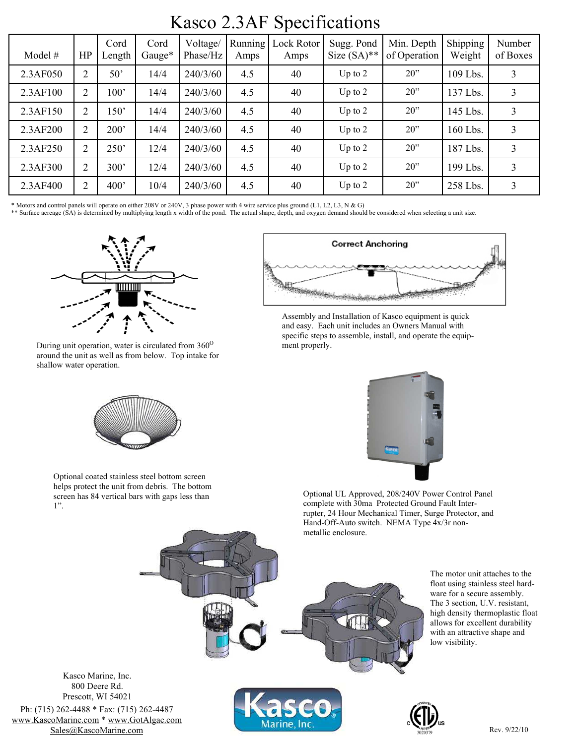# Kasco 2.3AF Specifications

| Model # | HP | Cord Length | Cord Gauge* | Voltage/ Phase/Hz | Running Amps | Lock Rotor Amps | Sugg. Pond Size (SA)** | Min. Depth of Operation | Shipping Weight | Number of Boxes |
|---|---|---|---|---|---|---|---|---|---|---|
| 2.3AF050 | 2 | 50’ | 14/4 | 240/3/60 | 4.5 | 40 | Up to 2 | 20” | 109 Lbs. | 3 |
| 2.3AF100 | 2 | 100’ | 14/4 | 240/3/60 | 4.5 | 40 | Up to 2 | 20” | 137 Lbs. | 3 |
| 2.3AF150 | 2 | 150’ | 14/4 | 240/3/60 | 4.5 | 40 | Up to 2 | 20” | 145 Lbs. | 3 |
| 2.3AF200 | 2 | 200’ | 14/4 | 240/3/60 | 4.5 | 40 | Up to 2 | 20” | 160 Lbs. | 3 |
| 2.3AF250 | 2 | 250’ | 12/4 | 240/3/60 | 4.5 | 40 | Up to 2 | 20” | 187 Lbs. | 3 |
| 2.3AF300 | 2 | 300’ | 12/4 | 240/3/60 | 4.5 | 40 | Up to 2 | 20” | 199 Lbs. | 3 |
| 2.3AF400 | 2 | 400’ | 10/4 | 240/3/60 | 4.5 | 40 | Up to 2 | 20” | 258 Lbs. | 3 |

\* Motors and control panels will operate on either 208V or 240V, 3 phase power with 4 wire service plus ground (L1, L2, L3, N & G)

\*\* Surface acreage (SA) is determined by multiplying length x width of the pond. The actual shape, depth, and oxygen demand should be considered when selecting a unit size.

During unit operation, water is circulated from 360° around the unit as well as from below. Top intake for shallow water operation.

Correct Anchoring

Assembly and Installation of Kasco equipment is quick and easy. Each unit includes an Owners Manual with specific steps to assemble, install, and operate the equipment properly.

Optional coated stainless steel bottom screen helps protect the unit from debris. The bottom screen has 84 vertical bars with gaps less than 1”.

Optional UL Approved, 208/240V Power Control Panel complete with 30ma Protected Ground Fault Interrupter, 24 Hour Mechanical Timer, Surge Protector, and Hand-Off-Auto switch. NEMA Type 4x/3r non-metallic enclosure.

The motor unit attaches to the float using stainless steel hardware for a secure assembly. The 3 section, U.V. resistant, high density thermoplastic float allows for excellent durability with an attractive shape and low visibility.

Kasco Marine, Inc.
800 Deere Rd.
Prescott, WI 54021
Ph: (715) 262-4488 * Fax: (715) 262-4487
www.KascoMarine.com * www.GotAlgae.com
Sales@KascoMarine.com

Rev. 9/22/10